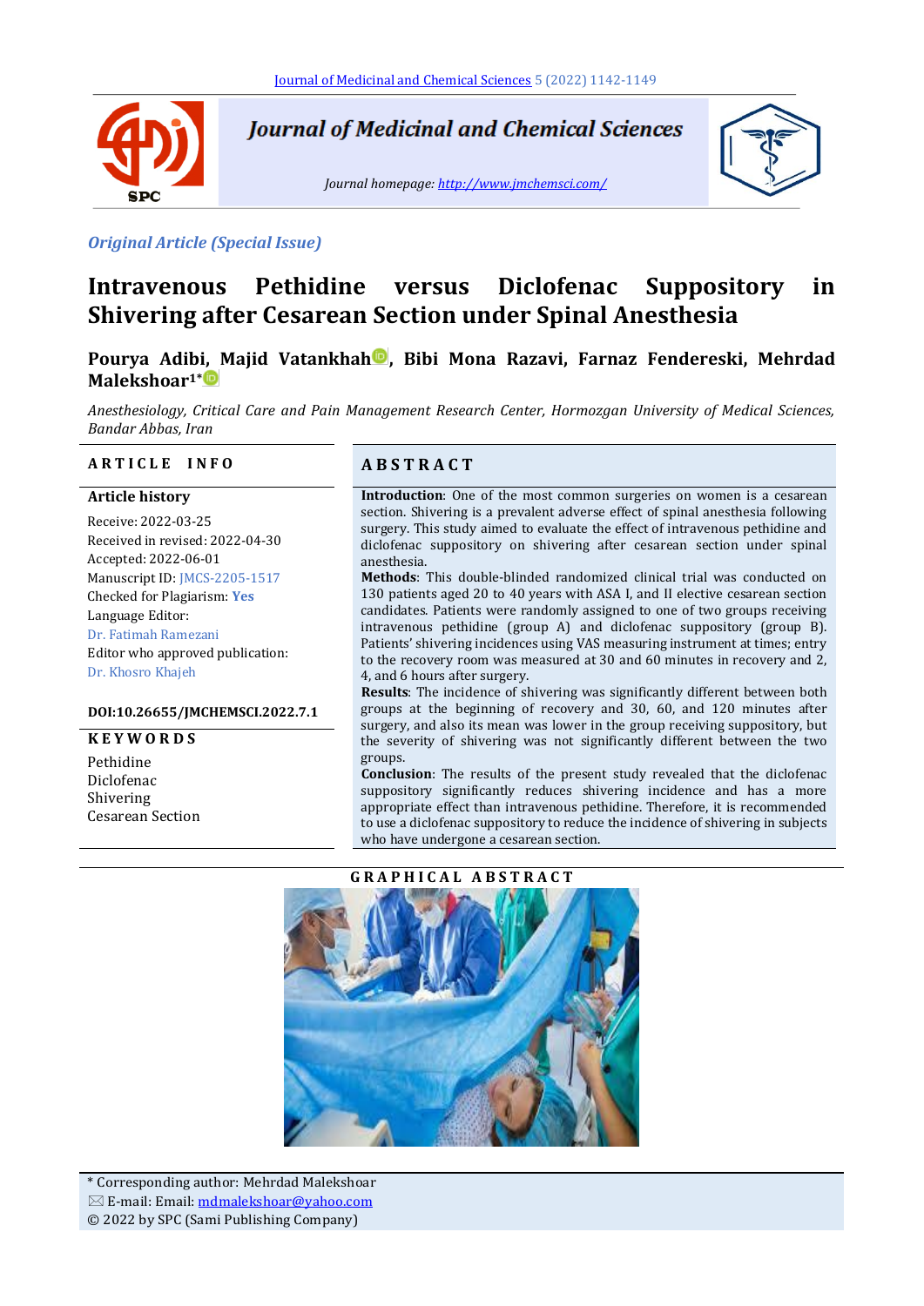*Original Article (Special Issue)*

# Intravenous Pethidine versus Diclofenac Suppository in Shivering after Cesarean Section under Spinal Anesthesia

**Pourya Adibi, Majid Vatankhah, Bibi Mona Razavi, Farnaz Fendereski, Mehrdad Malekshoar[1]***

*Anesthesiology, Critical Care and Pain Management Research Center, Hormozgan University of Medical Sciences, Bandar Abbas, Iran*

## ARTICLE INFO

**Article history**

Receive: 2022-03-25
Received in revised: 2022-04-30
Accepted: 2022-06-01
Manuscript ID: JMCS-2205-1517
Checked for Plagiarism: **Yes**
Language Editor:
Dr. Fatimah Ramezani
Editor who approved publication:
Dr. Khosro Khajeh

**DOI:10.26655/JMCHEMSCI.2022.7.1**

**KEYWORDS**

Pethidine
Diclofenac
Shivering
Cesarean Section

## ABSTRACT

**Introduction**: One of the most common surgeries on women is a cesarean section. Shivering is a prevalent adverse effect of spinal anesthesia following surgery. This study aimed to evaluate the effect of intravenous pethidine and diclofenac suppository on shivering after cesarean section under spinal anesthesia.

**Methods**: This double-blinded randomized clinical trial was conducted on 130 patients aged 20 to 40 years with ASA I, and II elective cesarean section candidates. Patients were randomly assigned to one of two groups receiving intravenous pethidine (group A) and diclofenac suppository (group B). Patients' shivering incidences using VAS measuring instrument at times; entry to the recovery room was measured at 30 and 60 minutes in recovery and 2, 4, and 6 hours after surgery.

**Results**: The incidence of shivering was significantly different between both groups at the beginning of recovery and 30, 60, and 120 minutes after surgery, and also its mean was lower in the group receiving suppository, but the severity of shivering was not significantly different between the two groups.

**Conclusion**: The results of the present study revealed that the diclofenac suppository significantly reduces shivering incidence and has a more appropriate effect than intravenous pethidine. Therefore, it is recommended to use a diclofenac suppository to reduce the incidence of shivering in subjects who have undergone a cesarean section.

## GRAPHICAL ABSTRACT

* Corresponding author: Mehrdad Malekshoar
✉ E-mail: Email: mdmalekshoar@yahoo.com
© 2022 by SPC (Sami Publishing Company)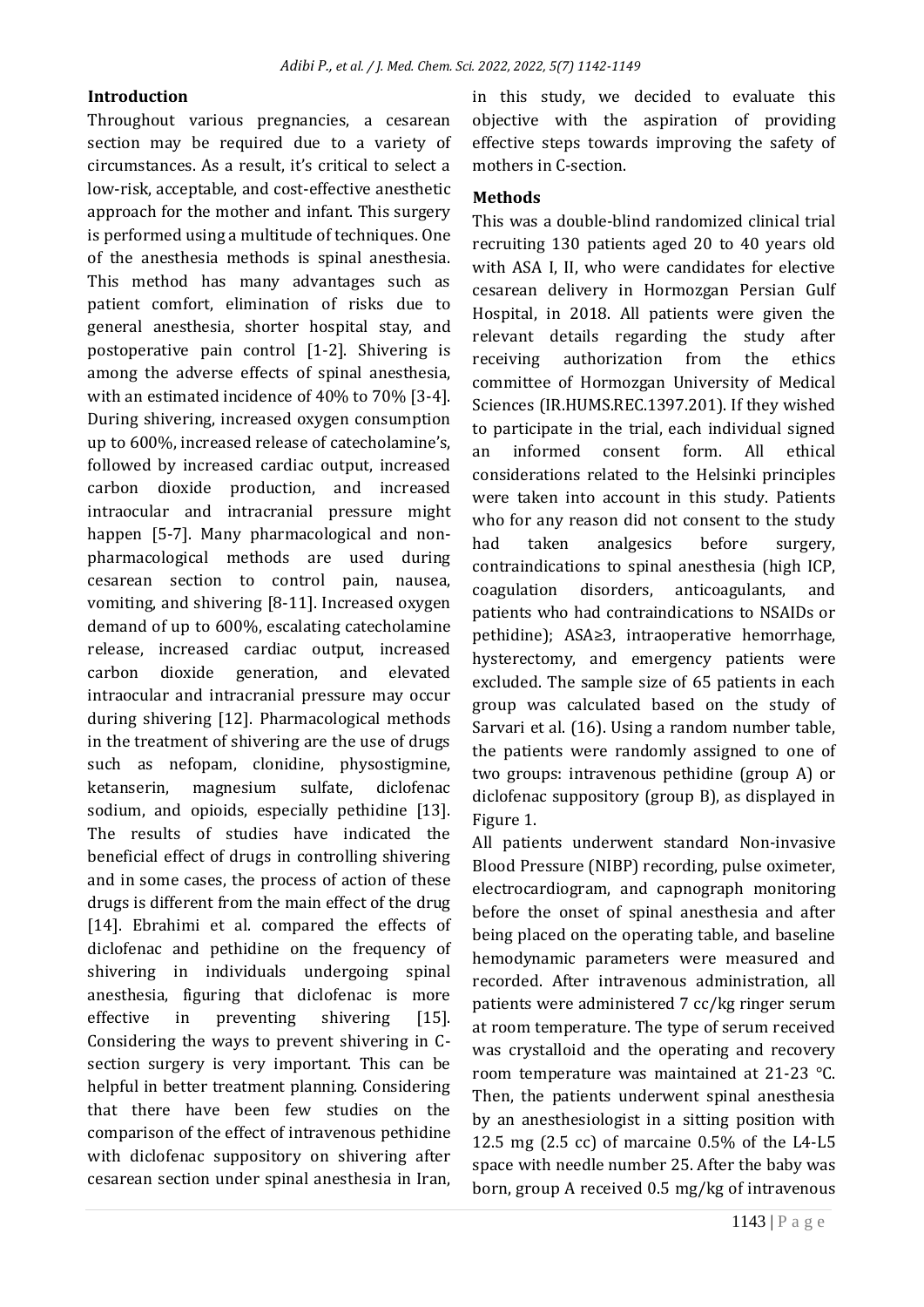## Introduction

Throughout various pregnancies, a cesarean section may be required due to a variety of circumstances. As a result, it's critical to select a low-risk, acceptable, and cost-effective anesthetic approach for the mother and infant. This surgery is performed using a multitude of techniques. One of the anesthesia methods is spinal anesthesia. This method has many advantages such as patient comfort, elimination of risks due to general anesthesia, shorter hospital stay, and postoperative pain control [1-2]. Shivering is among the adverse effects of spinal anesthesia, with an estimated incidence of 40% to 70% [3-4]. During shivering, increased oxygen consumption up to 600%, increased release of catecholamine's, followed by increased cardiac output, increased carbon dioxide production, and increased intraocular and intracranial pressure might happen [5-7]. Many pharmacological and non-pharmacological methods are used during cesarean section to control pain, nausea, vomiting, and shivering [8-11]. Increased oxygen demand of up to 600%, escalating catecholamine release, increased cardiac output, increased carbon dioxide generation, and elevated intraocular and intracranial pressure may occur during shivering [12]. Pharmacological methods in the treatment of shivering are the use of drugs such as nefopam, clonidine, physostigmine, ketanserin, magnesium sulfate, diclofenac sodium, and opioids, especially pethidine [13]. The results of studies have indicated the beneficial effect of drugs in controlling shivering and in some cases, the process of action of these drugs is different from the main effect of the drug [14]. Ebrahimi et al. compared the effects of diclofenac and pethidine on the frequency of shivering in individuals undergoing spinal anesthesia, figuring that diclofenac is more effective in preventing shivering [15]. Considering the ways to prevent shivering in C-section surgery is very important. This can be helpful in better treatment planning. Considering that there have been few studies on the comparison of the effect of intravenous pethidine with diclofenac suppository on shivering after cesarean section under spinal anesthesia in Iran, in this study, we decided to evaluate this objective with the aspiration of providing effective steps towards improving the safety of mothers in C-section.

## Methods

This was a double-blind randomized clinical trial recruiting 130 patients aged 20 to 40 years old with ASA I, II, who were candidates for elective cesarean delivery in Hormozgan Persian Gulf Hospital, in 2018. All patients were given the relevant details regarding the study after receiving authorization from the ethics committee of Hormozgan University of Medical Sciences (IR.HUMS.REC.1397.201). If they wished to participate in the trial, each individual signed an informed consent form. All ethical considerations related to the Helsinki principles were taken into account in this study. Patients who for any reason did not consent to the study had taken analgesics before surgery, contraindications to spinal anesthesia (high ICP, coagulation disorders, anticoagulants, and patients who had contraindications to NSAIDs or pethidine); ASA≥3, intraoperative hemorrhage, hysterectomy, and emergency patients were excluded. The sample size of 65 patients in each group was calculated based on the study of Sarvari et al. (16). Using a random number table, the patients were randomly assigned to one of two groups: intravenous pethidine (group A) or diclofenac suppository (group B), as displayed in Figure 1.

All patients underwent standard Non-invasive Blood Pressure (NIBP) recording, pulse oximeter, electrocardiogram, and capnograph monitoring before the onset of spinal anesthesia and after being placed on the operating table, and baseline hemodynamic parameters were measured and recorded. After intravenous administration, all patients were administered 7 cc/kg ringer serum at room temperature. The type of serum received was crystalloid and the operating and recovery room temperature was maintained at 21-23 °C. Then, the patients underwent spinal anesthesia by an anesthesiologist in a sitting position with 12.5 mg (2.5 cc) of marcaine 0.5% of the L4-L5 space with needle number 25. After the baby was born, group A received 0.5 mg/kg of intravenous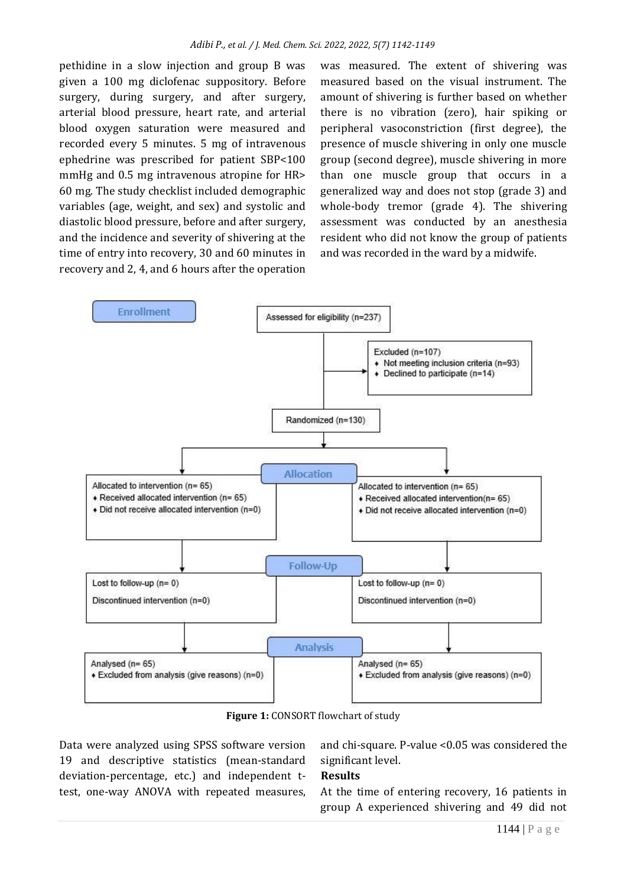pethidine in a slow injection and group B was given a 100 mg diclofenac suppository. Before surgery, during surgery, and after surgery, arterial blood pressure, heart rate, and arterial blood oxygen saturation were measured and recorded every 5 minutes. 5 mg of intravenous ephedrine was prescribed for patient SBP<100 mmHg and 0.5 mg intravenous atropine for HR> 60 mg. The study checklist included demographic variables (age, weight, and sex) and systolic and diastolic blood pressure, before and after surgery, and the incidence and severity of shivering at the time of entry into recovery, 30 and 60 minutes in recovery and 2, 4, and 6 hours after the operation was measured. The extent of shivering was measured based on the visual instrument. The amount of shivering is further based on whether there is no vibration (zero), hair spiking or peripheral vasoconstriction (first degree), the presence of muscle shivering in only one muscle group (second degree), muscle shivering in more than one muscle group that occurs in a generalized way and does not stop (grade 3) and whole-body tremor (grade 4). The shivering assessment was conducted by an anesthesia resident who did not know the group of patients and was recorded in the ward by a midwife.

**Enrollment**

Assessed for eligibility (n=237)

Excluded (n=107)
- Not meeting inclusion criteria (n=93)
- Declined to participate (n=14)

Randomized (n=130)

**Allocation**

| Group 1 | Group 2 |
|---|---|
| Allocated to intervention (n= 65) | Allocated to intervention (n= 65) |
| Received allocated intervention (n= 65) | Received allocated intervention(n= 65) |
| Did not receive allocated intervention (n=0) | Did not receive allocated intervention (n=0) |

**Follow-Up**

| Group 1 | Group 2 |
|---|---|
| Lost to follow-up (n= 0) | Lost to follow-up (n= 0) |
| Discontinued intervention (n=0) | Discontinued intervention (n=0) |

**Analysis**

| Group 1 | Group 2 |
|---|---|
| Analysed (n= 65) | Analysed (n= 65) |
| Excluded from analysis (give reasons) (n=0) | Excluded from analysis (give reasons) (n=0) |

**Figure 1:** CONSORT flowchart of study

Data were analyzed using SPSS software version 19 and descriptive statistics (mean-standard deviation-percentage, etc.) and independent t-test, one-way ANOVA with repeated measures, and chi-square. P-value <0.05 was considered the significant level.

## Results

At the time of entering recovery, 16 patients in group A experienced shivering and 49 did not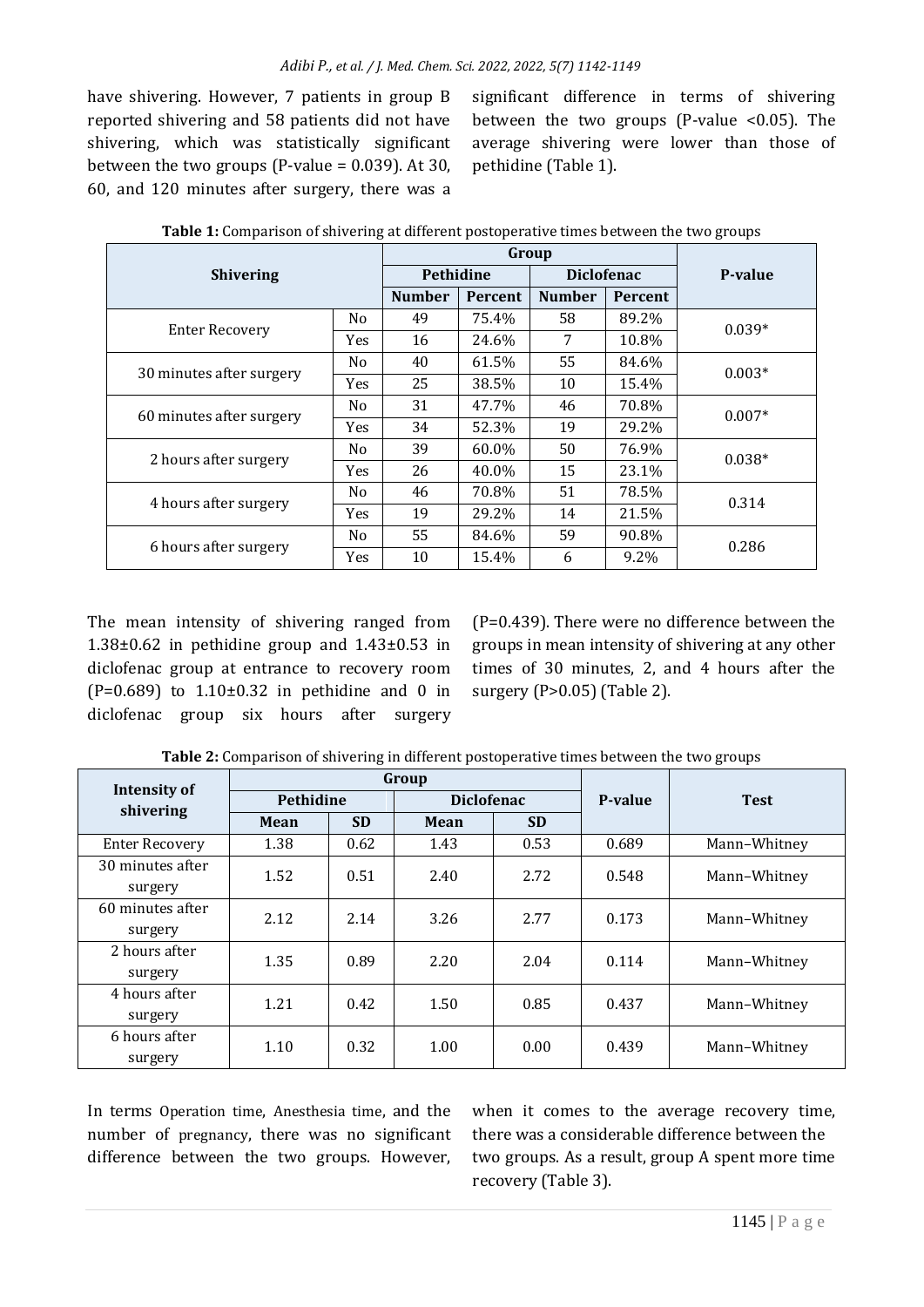have shivering. However, 7 patients in group B reported shivering and 58 patients did not have shivering, which was statistically significant between the two groups (P-value = 0.039). At 30, 60, and 120 minutes after surgery, there was a significant difference in terms of shivering between the two groups (P-value <0.05). The average shivering were lower than those of pethidine (Table 1).

**Table 1:** Comparison of shivering at different postoperative times between the two groups

| Shivering | | Group | | | | P-value |
|---|---|---|---|---|---|---|
| | | Pethidine | | Diclofenac | | |
| | | Number | Percent | Number | Percent | |
| Enter Recovery | No | 49 | 75.4% | 58 | 89.2% | 0.039* |
| | Yes | 16 | 24.6% | 7 | 10.8% | |
| 30 minutes after surgery | No | 40 | 61.5% | 55 | 84.6% | 0.003* |
| | Yes | 25 | 38.5% | 10 | 15.4% | |
| 60 minutes after surgery | No | 31 | 47.7% | 46 | 70.8% | 0.007* |
| | Yes | 34 | 52.3% | 19 | 29.2% | |
| 2 hours after surgery | No | 39 | 60.0% | 50 | 76.9% | 0.038* |
| | Yes | 26 | 40.0% | 15 | 23.1% | |
| 4 hours after surgery | No | 46 | 70.8% | 51 | 78.5% | 0.314 |
| | Yes | 19 | 29.2% | 14 | 21.5% | |
| 6 hours after surgery | No | 55 | 84.6% | 59 | 90.8% | 0.286 |
| | Yes | 10 | 15.4% | 6 | 9.2% | |

The mean intensity of shivering ranged from 1.38±0.62 in pethidine group and 1.43±0.53 in diclofenac group at entrance to recovery room (P=0.689) to 1.10±0.32 in pethidine and 0 in diclofenac group six hours after surgery (P=0.439). There were no difference between the groups in mean intensity of shivering at any other times of 30 minutes, 2, and 4 hours after the surgery (P>0.05) (Table 2).

**Table 2:** Comparison of shivering in different postoperative times between the two groups

| Intensity of shivering | Group | | | | P-value | Test |
|---|---|---|---|---|---|---|
| | Pethidine | | Diclofenac | | | |
| | Mean | SD | Mean | SD | | |
| Enter Recovery | 1.38 | 0.62 | 1.43 | 0.53 | 0.689 | Mann–Whitney |
| 30 minutes after surgery | 1.52 | 0.51 | 2.40 | 2.72 | 0.548 | Mann–Whitney |
| 60 minutes after surgery | 2.12 | 2.14 | 3.26 | 2.77 | 0.173 | Mann–Whitney |
| 2 hours after surgery | 1.35 | 0.89 | 2.20 | 2.04 | 0.114 | Mann–Whitney |
| 4 hours after surgery | 1.21 | 0.42 | 1.50 | 0.85 | 0.437 | Mann–Whitney |
| 6 hours after surgery | 1.10 | 0.32 | 1.00 | 0.00 | 0.439 | Mann–Whitney |

In terms Operation time, Anesthesia time, and the number of pregnancy, there was no significant difference between the two groups. However, when it comes to the average recovery time, there was a considerable difference between the two groups. As a result, group A spent more time recovery (Table 3).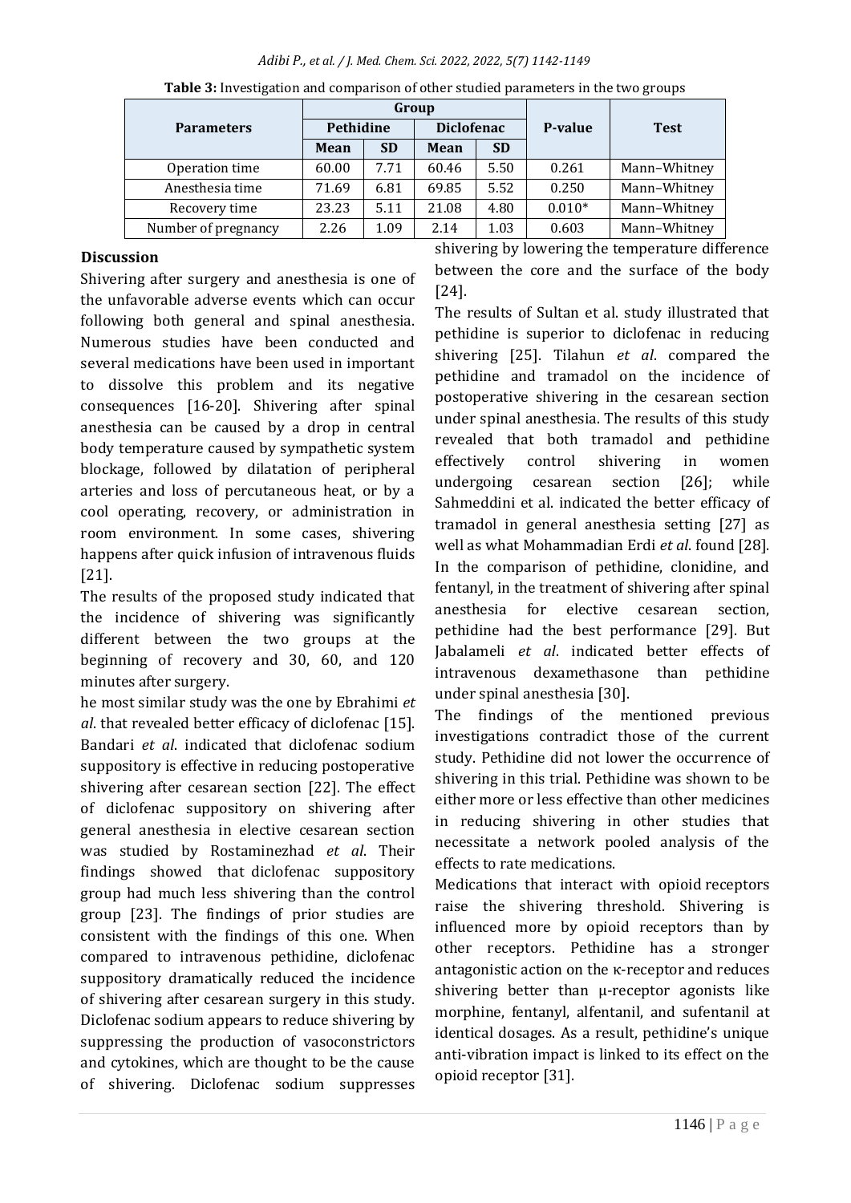**Table 3:** Investigation and comparison of other studied parameters in the two groups

| Parameters | Group | | | | P-value | Test |
|---|---|---|---|---|---|---|
| | Pethidine | | Diclofenac | | | |
| | Mean | SD | Mean | SD | | |
| Operation time | 60.00 | 7.71 | 60.46 | 5.50 | 0.261 | Mann–Whitney |
| Anesthesia time | 71.69 | 6.81 | 69.85 | 5.52 | 0.250 | Mann–Whitney |
| Recovery time | 23.23 | 5.11 | 21.08 | 4.80 | 0.010* | Mann–Whitney |
| Number of pregnancy | 2.26 | 1.09 | 2.14 | 1.03 | 0.603 | Mann–Whitney |

## Discussion

Shivering after surgery and anesthesia is one of the unfavorable adverse events which can occur following both general and spinal anesthesia. Numerous studies have been conducted and several medications have been used in important to dissolve this problem and its negative consequences [16-20]. Shivering after spinal anesthesia can be caused by a drop in central body temperature caused by sympathetic system blockage, followed by dilatation of peripheral arteries and loss of percutaneous heat, or by a cool operating, recovery, or administration in room environment. In some cases, shivering happens after quick infusion of intravenous fluids [21].

The results of the proposed study indicated that the incidence of shivering was significantly different between the two groups at the beginning of recovery and 30, 60, and 120 minutes after surgery.

he most similar study was the one by Ebrahimi *et al*. that revealed better efficacy of diclofenac [15]. Bandari *et al*. indicated that diclofenac sodium suppository is effective in reducing postoperative shivering after cesarean section [22]. The effect of diclofenac suppository on shivering after general anesthesia in elective cesarean section was studied by Rostaminezhad *et al*. Their findings showed that diclofenac suppository group had much less shivering than the control group [23]. The findings of prior studies are consistent with the findings of this one. When compared to intravenous pethidine, diclofenac suppository dramatically reduced the incidence of shivering after cesarean surgery in this study. Diclofenac sodium appears to reduce shivering by suppressing the production of vasoconstrictors and cytokines, which are thought to be the cause of shivering. Diclofenac sodium suppresses shivering by lowering the temperature difference between the core and the surface of the body [24].

The results of Sultan et al. study illustrated that pethidine is superior to diclofenac in reducing shivering [25]. Tilahun *et al*. compared the pethidine and tramadol on the incidence of postoperative shivering in the cesarean section under spinal anesthesia. The results of this study revealed that both tramadol and pethidine effectively control shivering in women undergoing cesarean section [26]; while Sahmeddini et al. indicated the better efficacy of tramadol in general anesthesia setting [27] as well as what Mohammadian Erdi *et al*. found [28]. In the comparison of pethidine, clonidine, and fentanyl, in the treatment of shivering after spinal anesthesia for elective cesarean section, pethidine had the best performance [29]. But Jabalameli *et al*. indicated better effects of intravenous dexamethasone than pethidine under spinal anesthesia [30].

The findings of the mentioned previous investigations contradict those of the current study. Pethidine did not lower the occurrence of shivering in this trial. Pethidine was shown to be either more or less effective than other medicines in reducing shivering in other studies that necessitate a network pooled analysis of the effects to rate medications.

Medications that interact with opioid receptors raise the shivering threshold. Shivering is influenced more by opioid receptors than by other receptors. Pethidine has a stronger antagonistic action on the κ-receptor and reduces shivering better than μ-receptor agonists like morphine, fentanyl, alfentanil, and sufentanil at identical dosages. As a result, pethidine's unique anti-vibration impact is linked to its effect on the opioid receptor [31].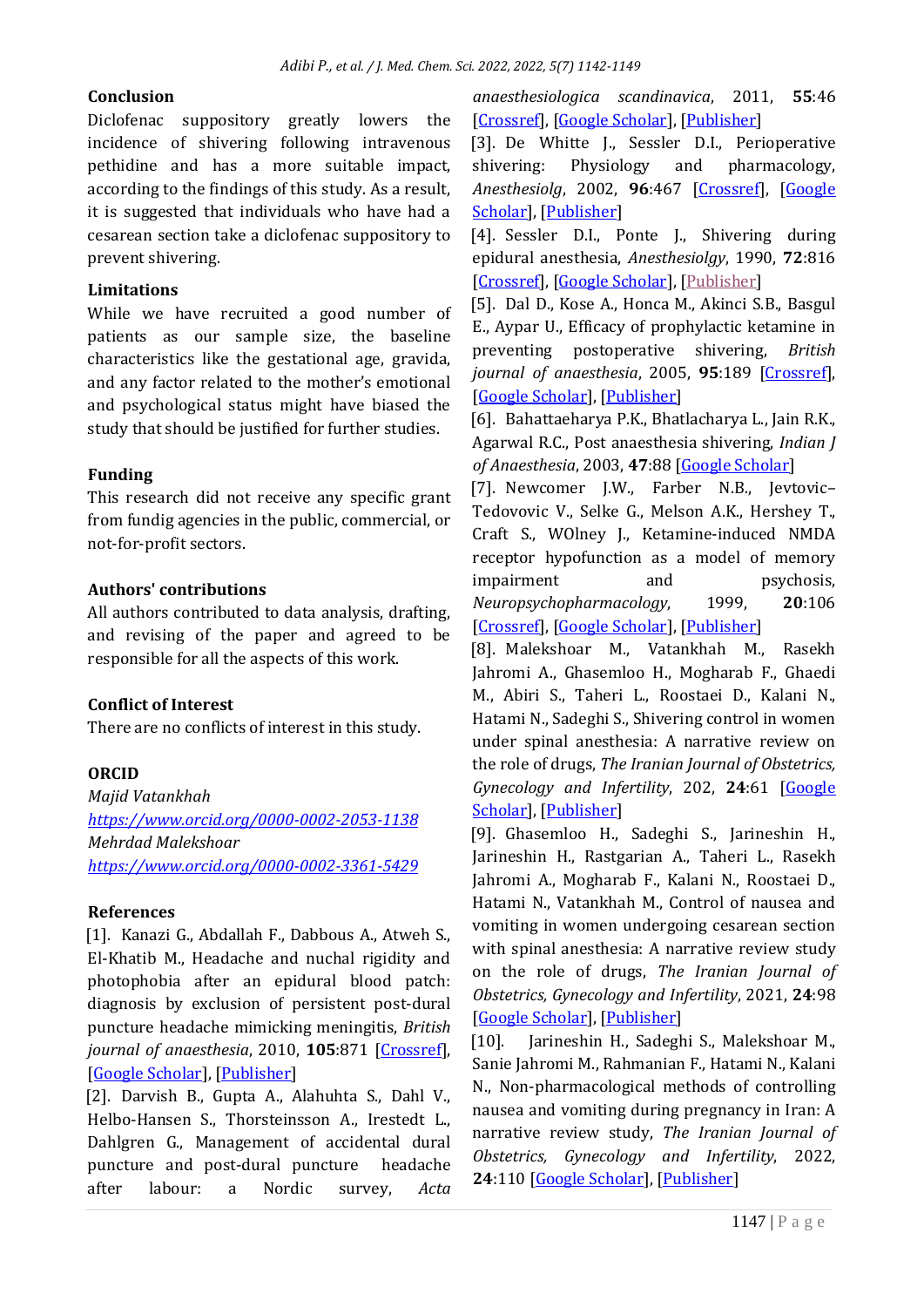## Conclusion

Diclofenac suppository greatly lowers the incidence of shivering following intravenous pethidine and has a more suitable impact, according to the findings of this study. As a result, it is suggested that individuals who have had a cesarean section take a diclofenac suppository to prevent shivering.

## Limitations

While we have recruited a good number of patients as our sample size, the baseline characteristics like the gestational age, gravida, and any factor related to the mother's emotional and psychological status might have biased the study that should be justified for further studies.

## Funding

This research did not receive any specific grant from fundig agencies in the public, commercial, or not-for-profit sectors.

## Authors' contributions

All authors contributed to data analysis, drafting, and revising of the paper and agreed to be responsible for all the aspects of this work.

## Conflict of Interest

There are no conflicts of interest in this study.

## ORCID

*Majid Vatankhah*
*https://www.orcid.org/0000-0002-2053-1138*
*Mehrdad Malekshoar*
*https://www.orcid.org/0000-0002-3361-5429*

## References

[1]. Kanazi G., Abdallah F., Dabbous A., Atweh S., El-Khatib M., Headache and nuchal rigidity and photophobia after an epidural blood patch: diagnosis by exclusion of persistent post-dural puncture headache mimicking meningitis, *British journal of anaesthesia*, 2010, **105**:871 [Crossref], [Google Scholar], [Publisher]

[2]. Darvish B., Gupta A., Alahuhta S., Dahl V., Helbo-Hansen S., Thorsteinsson A., Irestedt L., Dahlgren G., Management of accidental dural puncture and post-dural puncture headache after labour: a Nordic survey, *Acta anaesthesiologica scandinavica*, 2011, **55**:46 [Crossref], [Google Scholar], [Publisher]

[3]. De Whitte J., Sessler D.I., Perioperative shivering: Physiology and pharmacology, *Anesthesiolg*, 2002, **96**:467 [Crossref], [Google Scholar], [Publisher]

[4]. Sessler D.I., Ponte J., Shivering during epidural anesthesia, *Anesthesiolgy*, 1990, **72**:816 [Crossref], [Google Scholar], [Publisher]

[5]. Dal D., Kose A., Honca M., Akinci S.B., Basgul E., Aypar U., Efficacy of prophylactic ketamine in preventing postoperative shivering, *British journal of anaesthesia*, 2005, **95**:189 [Crossref], [Google Scholar], [Publisher]

[6]. Bahattaeharya P.K., Bhatlacharya L., Jain R.K., Agarwal R.C., Post anaesthesia shivering, *Indian J of Anaesthesia*, 2003, **47**:88 [Google Scholar]

[7]. Newcomer J.W., Farber N.B., Jevtovic–Tedovovic V., Selke G., Melson A.K., Hershey T., Craft S., WOlney J., Ketamine-induced NMDA receptor hypofunction as a model of memory impairment and psychosis, *Neuropsychopharmacology*, 1999, **20**:106 [Crossref], [Google Scholar], [Publisher]

[8]. Malekshoar M., Vatankhah M., Rasekh Jahromi A., Ghasemloo H., Mogharab F., Ghaedi M., Abiri S., Taheri L., Roostaei D., Kalani N., Hatami N., Sadeghi S., Shivering control in women under spinal anesthesia: A narrative review on the role of drugs, *The Iranian Journal of Obstetrics, Gynecology and Infertility*, 202, **24**:61 [Google Scholar], [Publisher]

[9]. Ghasemloo H., Sadeghi S., Jarineshin H., Jarineshin H., Rastgarian A., Taheri L., Rasekh Jahromi A., Mogharab F., Kalani N., Roostaei D., Hatami N., Vatankhah M., Control of nausea and vomiting in women undergoing cesarean section with spinal anesthesia: A narrative review study on the role of drugs, *The Iranian Journal of Obstetrics, Gynecology and Infertility*, 2021, **24**:98 [Google Scholar], [Publisher]

[10]. Jarineshin H., Sadeghi S., Malekshoar M., Sanie Jahromi M., Rahmanian F., Hatami N., Kalani N., Non-pharmacological methods of controlling nausea and vomiting during pregnancy in Iran: A narrative review study, *The Iranian Journal of Obstetrics, Gynecology and Infertility*, 2022, **24**:110 [Google Scholar], [Publisher]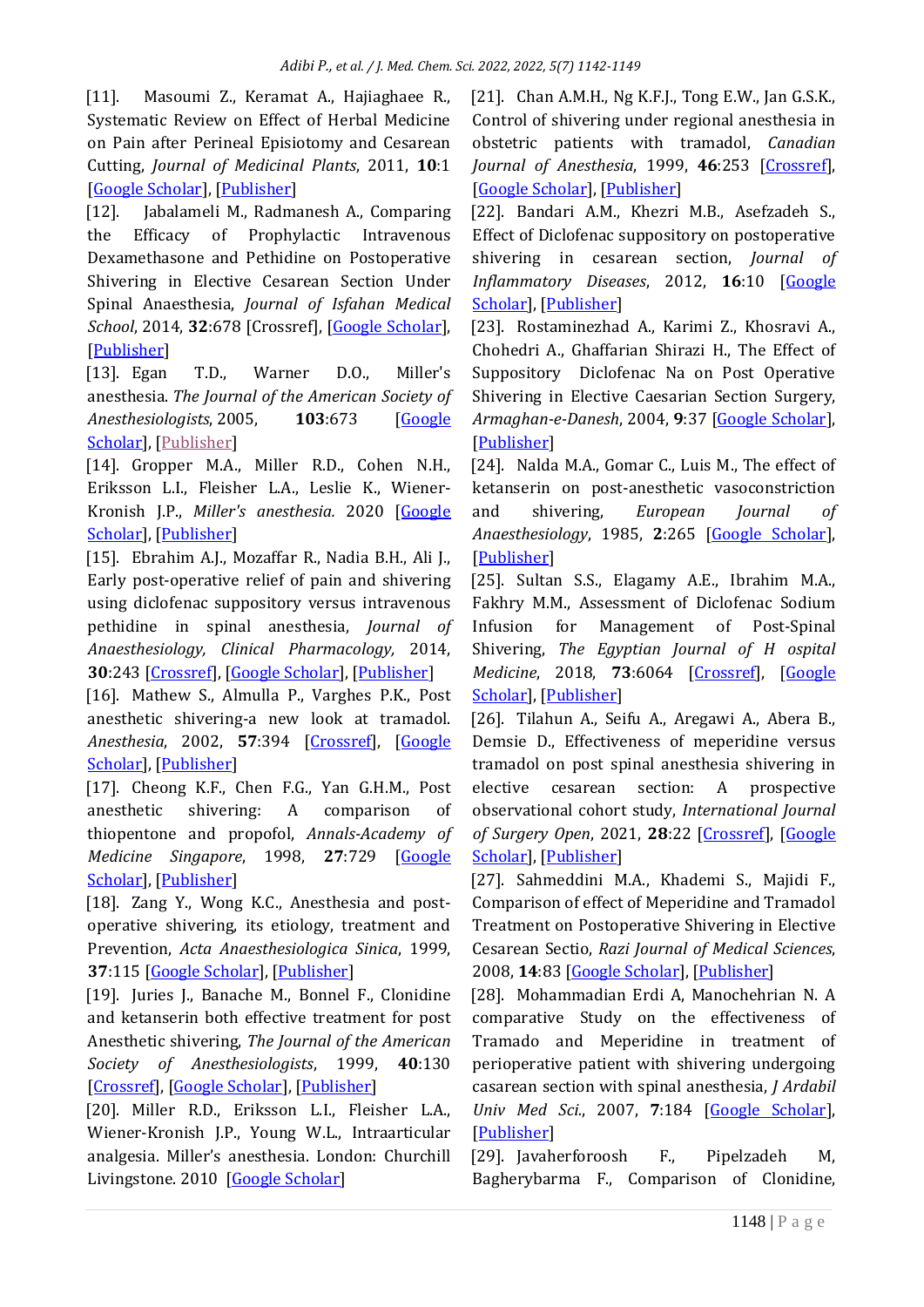[11]. Masoumi Z., Keramat A., Hajiaghaee R., Systematic Review on Effect of Herbal Medicine on Pain after Perineal Episiotomy and Cesarean Cutting, *Journal of Medicinal Plants*, 2011, **10**:1 [Google Scholar], [Publisher]

[12]. Jabalameli M., Radmanesh A., Comparing the Efficacy of Prophylactic Intravenous Dexamethasone and Pethidine on Postoperative Shivering in Elective Cesarean Section Under Spinal Anaesthesia, *Journal of Isfahan Medical School*, 2014, **32**:678 [Crossref], [Google Scholar], [Publisher]

[13]. Egan T.D., Warner D.O., Miller's anesthesia. *The Journal of the American Society of Anesthesiologists*, 2005, **103**:673 [Google Scholar], [Publisher]

[14]. Gropper M.A., Miller R.D., Cohen N.H., Eriksson L.I., Fleisher L.A., Leslie K., Wiener-Kronish J.P., *Miller's anesthesia.* 2020 [Google Scholar], [Publisher]

[15]. Ebrahim A.J., Mozaffar R., Nadia B.H., Ali J., Early post-operative relief of pain and shivering using diclofenac suppository versus intravenous pethidine in spinal anesthesia, *Journal of Anaesthesiology, Clinical Pharmacology,* 2014, **30**:243 [Crossref], [Google Scholar], [Publisher]

[16]. Mathew S., Almulla P., Varghes P.K., Post anesthetic shivering-a new look at tramadol. *Anesthesia*, 2002, **57**:394 [Crossref], [Google Scholar], [Publisher]

[17]. Cheong K.F., Chen F.G., Yan G.H.M., Post anesthetic shivering: A comparison of thiopentone and propofol, *Annals-Academy of Medicine Singapore*, 1998, **27**:729 [Google Scholar], [Publisher]

[18]. Zang Y., Wong K.C., Anesthesia and post-operative shivering, its etiology, treatment and Prevention, *Acta Anaesthesiologica Sinica*, 1999, **37**:115 [Google Scholar], [Publisher]

[19]. Juries J., Banache M., Bonnel F., Clonidine and ketanserin both effective treatment for post Anesthetic shivering, *The Journal of the American Society of Anesthesiologists*, 1999, **40**:130 [Crossref], [Google Scholar], [Publisher]

[20]. Miller R.D., Eriksson L.I., Fleisher L.A., Wiener-Kronish J.P., Young W.L., Intraarticular analgesia. Miller's anesthesia. London: Churchill Livingstone. 2010 [Google Scholar]

[21]. Chan A.M.H., Ng K.F.J., Tong E.W., Jan G.S.K., Control of shivering under regional anesthesia in obstetric patients with tramadol, *Canadian Journal of Anesthesia*, 1999, **46**:253 [Crossref], [Google Scholar], [Publisher]

[22]. Bandari A.M., Khezri M.B., Asefzadeh S., Effect of Diclofenac suppository on postoperative shivering in cesarean section, *Journal of Inflammatory Diseases*, 2012, **16**:10 [Google Scholar], [Publisher]

[23]. Rostaminezhad A., Karimi Z., Khosravi A., Chohedri A., Ghaffarian Shirazi H., The Effect of Suppository Diclofenac Na on Post Operative Shivering in Elective Caesarean Section Surgery, *Armaghan-e-Danesh*, 2004, **9**:37 [Google Scholar], [Publisher]

[24]. Nalda M.A., Gomar C., Luis M., The effect of ketanserin on post-anesthetic vasoconstriction and shivering, *European Journal of Anaesthesiology*, 1985, **2**:265 [Google Scholar], [Publisher]

[25]. Sultan S.S., Elagamy A.E., Ibrahim M.A., Fakhry M.M., Assessment of Diclofenac Sodium Infusion for Management of Post-Spinal Shivering, *The Egyptian Journal of H ospital Medicine*, 2018, **73**:6064 [Crossref], [Google Scholar], [Publisher]

[26]. Tilahun A., Seifu A., Aregawi A., Abera B., Demsie D., Effectiveness of meperidine versus tramadol on post spinal anesthesia shivering in elective cesarean section: A prospective observational cohort study, *International Journal of Surgery Open*, 2021, **28**:22 [Crossref], [Google Scholar], [Publisher]

[27]. Sahmeddini M.A., Khademi S., Majidi F., Comparison of effect of Meperidine and Tramadol Treatment on Postoperative Shivering in Elective Cesarean Sectio, *Razi Journal of Medical Sciences*, 2008, **14**:83 [Google Scholar], [Publisher]

[28]. Mohammadian Erdi A, Manochehrian N. A comparative Study on the effectiveness of Tramado and Meperidine in treatment of perioperative patient with shivering undergoing casarean section with spinal anesthesia, *J Ardabil Univ Med Sci.*, 2007, **7**:184 [Google Scholar], [Publisher]

[29]. Javaherforoosh F., Pipelzadeh M, Bagherybarma F., Comparison of Clonidine,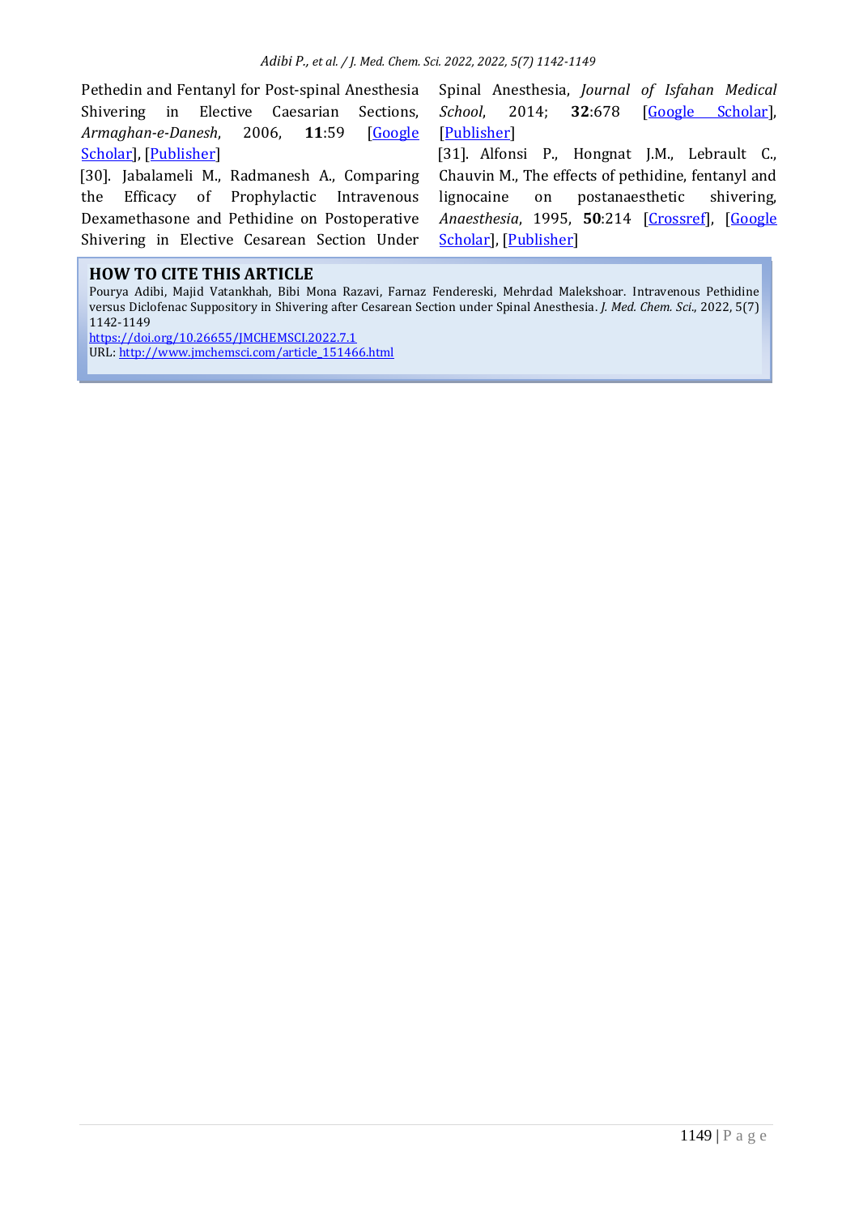Pethedin and Fentanyl for Post-spinal Anesthesia Shivering in Elective Caesarian Sections, *Armaghan-e-Danesh*, 2006, **11**:59 [Google Scholar], [Publisher]

[30]. Jabalameli M., Radmanesh A., Comparing the Efficacy of Prophylactic Intravenous Dexamethasone and Pethidine on Postoperative Shivering in Elective Cesarean Section Under Spinal Anesthesia, *Journal of Isfahan Medical School*, 2014; **32**:678 [Google Scholar], [Publisher]

[31]. Alfonsi P., Hongnat J.M., Lebrault C., Chauvin M., The effects of pethidine, fentanyl and lignocaine on postanaesthetic shivering, *Anaesthesia*, 1995, **50**:214 [Crossref], [Google Scholar], [Publisher]

**HOW TO CITE THIS ARTICLE**

Pourya Adibi, Majid Vatankhah, Bibi Mona Razavi, Farnaz Fendereski, Mehrdad Malekshoar. Intravenous Pethidine versus Diclofenac Suppository in Shivering after Cesarean Section under Spinal Anesthesia. *J. Med. Chem. Sci*., 2022, 5(7) 1142-1149

https://doi.org/10.26655/JMCHEMSCI.2022.7.1

URL: http://www.jmchemsci.com/article_151466.html